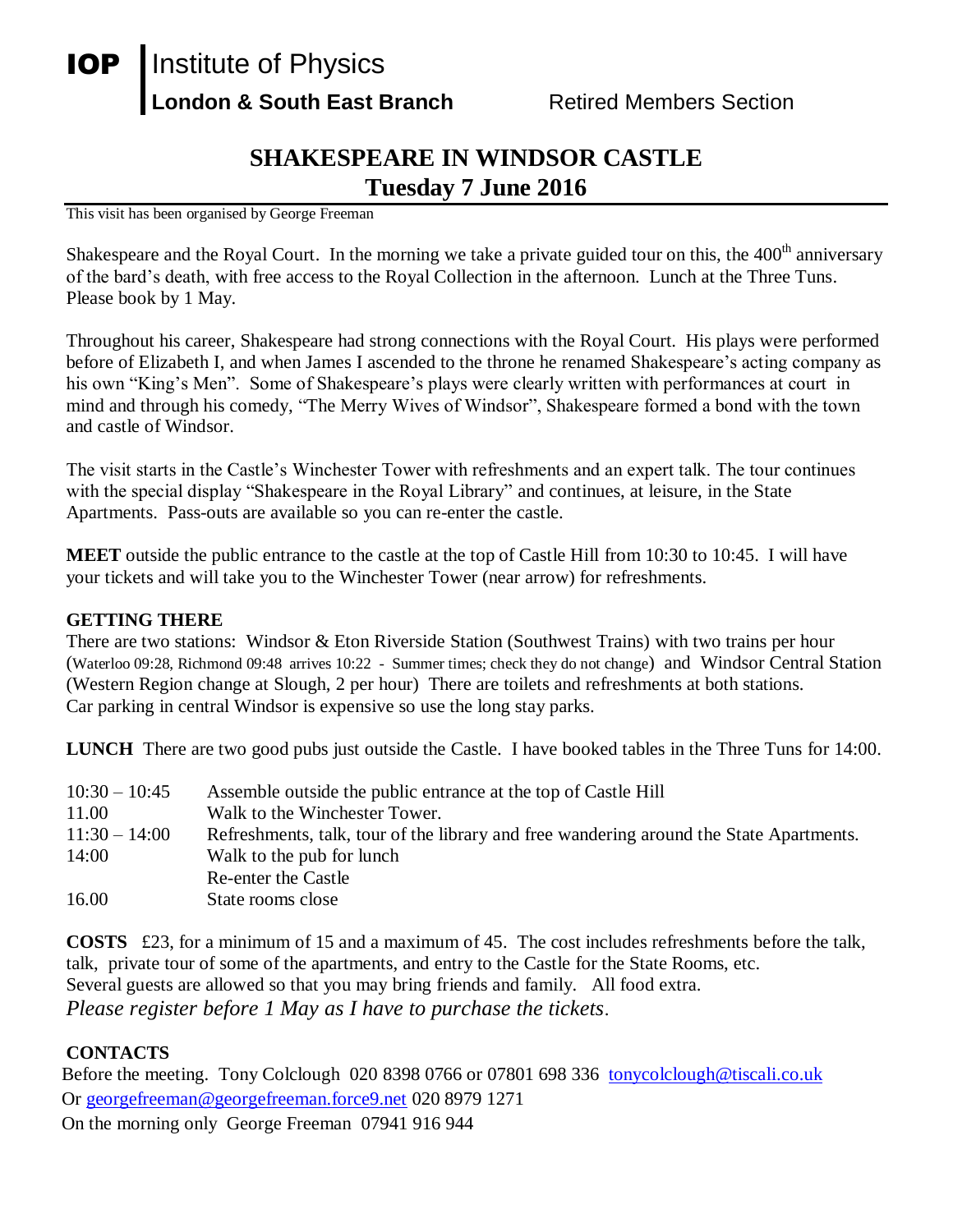**IOP** Institute of Physics
**London & South East Branch** Retired Members Section

# SHAKESPEARE IN WINDSOR CASTLE
## Tuesday 7 June 2016

This visit has been organised by George Freeman

Shakespeare and the Royal Court. In the morning we take a private guided tour on this, the 400th anniversary of the bard's death, with free access to the Royal Collection in the afternoon. Lunch at the Three Tuns. Please book by 1 May.

Throughout his career, Shakespeare had strong connections with the Royal Court. His plays were performed before of Elizabeth I, and when James I ascended to the throne he renamed Shakespeare's acting company as his own "King's Men". Some of Shakespeare's plays were clearly written with performances at court in mind and through his comedy, "The Merry Wives of Windsor", Shakespeare formed a bond with the town and castle of Windsor.

The visit starts in the Castle's Winchester Tower with refreshments and an expert talk. The tour continues with the special display "Shakespeare in the Royal Library" and continues, at leisure, in the State Apartments. Pass-outs are available so you can re-enter the castle.

**MEET** outside the public entrance to the castle at the top of Castle Hill from 10:30 to 10:45. I will have your tickets and will take you to the Winchester Tower (near arrow) for refreshments.

**GETTING THERE**
There are two stations: Windsor & Eton Riverside Station (Southwest Trains) with two trains per hour (Waterloo 09:28, Richmond 09:48 arrives 10:22 - Summer times; check they do not change) and Windsor Central Station (Western Region change at Slough, 2 per hour) There are toilets and refreshments at both stations.
Car parking in central Windsor is expensive so use the long stay parks.

**LUNCH** There are two good pubs just outside the Castle. I have booked tables in the Three Tuns for 14:00.

| | |
|---|---|
| 10:30 – 10:45 | Assemble outside the public entrance at the top of Castle Hill |
| 11.00 | Walk to the Winchester Tower. |
| 11:30 – 14:00 | Refreshments, talk, tour of the library and free wandering around the State Apartments. |
| 14:00 | Walk to the pub for lunch |
| | Re-enter the Castle |
| 16.00 | State rooms close |

**COSTS** £23, for a minimum of 15 and a maximum of 45. The cost includes refreshments before the talk, talk, private tour of some of the apartments, and entry to the Castle for the State Rooms, etc.
Several guests are allowed so that you may bring friends and family. All food extra.
*Please register before 1 May as I have to purchase the tickets.*

**CONTACTS**
Before the meeting. Tony Colclough 020 8398 0766 or 07801 698 336 tonycolclough@tiscali.co.uk
Or georgefreeman@georgefreeman.force9.net 020 8979 1271
On the morning only George Freeman 07941 916 944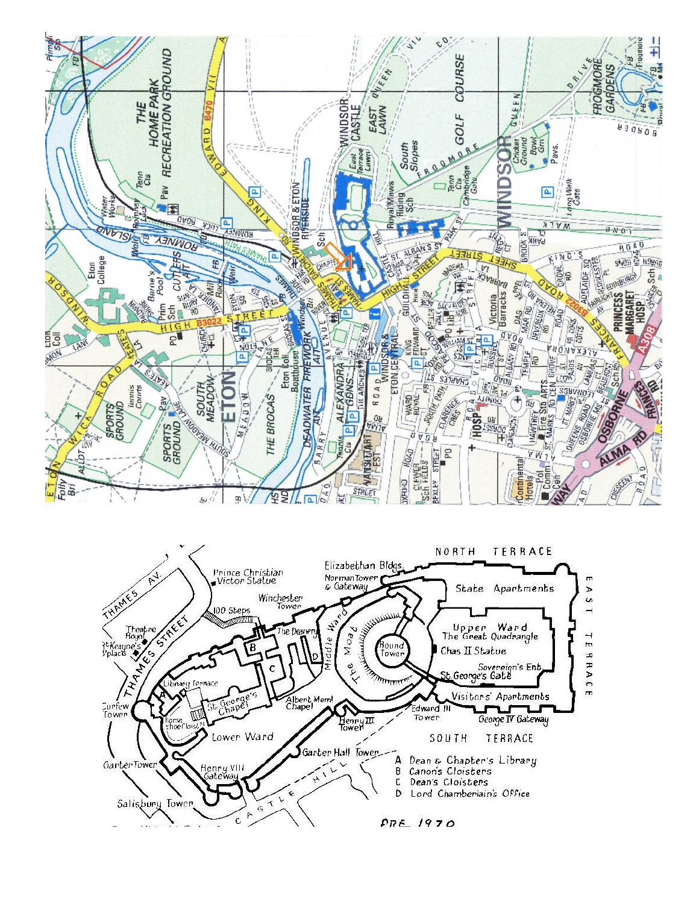THE HOME PARK RECREATION GROUND

WINDSOR CASTLE

EAST LAWN

GOLF COURSE

FROGMORE GARDENS

South Slopes

East Terrace Lawn

Royal Mews

Riding Sch

WINDSOR & ETON RIVERSIDE

ROMNEY ISLAND

Eton College

ETON

THE BROCAS

SOUTH MEADOW

SPORTS GROUND

DEADWATER FIREWORK AIT

ALEXANDRA GDNS

WINDSOR & ETON CENTRAL

Victoria Barracks

PRINCESS MARGARET HOSP

KING EDWARD VII AV

B470

HIGH STREET B3022

HIGH STREET

SHEET STREET

KING'S ROAD B3022

FRANCES ROAD

OSBORNE RD

ALMA RD

A308

THAMES ST

THAMES AV

CASTLE HILL

PARK ST

ST. ALBAN'S ST

LONG WALK

Long Walk Gate

Cambridge Gate

WINDSOR

Continental Hotels

NORTH TERRACE

EAST TERRACE

SOUTH TERRACE

Elizabethan Bldgs.

Norman Tower & Gateway

State Apartments

Upper Ward

The Great Quadrangle

Chas. II Statue

Sovereign's Ent.

St. George's Gate

Visitors' Apartments

Edward III Tower

George IV Gateway

Round Tower

The Moat

Middle Ward

Winchester Tower

100 Steps

The Deanery

Prince Christian Victor Statue

THAMES AV.

THAMES STREET

Theatre Royal

St. Keayne's Place

Library Terrace

St. George's Chapel

Horse Shoe Cloister

Albert Meml Chapel

Henry III Tower

Curfew Tower

Lower Ward

Garter Hall Tower

Garter Tower

Henry VIII Gateway

Salisbury Tower

CASTLE HILL

A Dean & Chapter's Library

B Canon's Cloisters

C Dean's Cloisters

D Lord Chamberlain's Office

PRE 1970